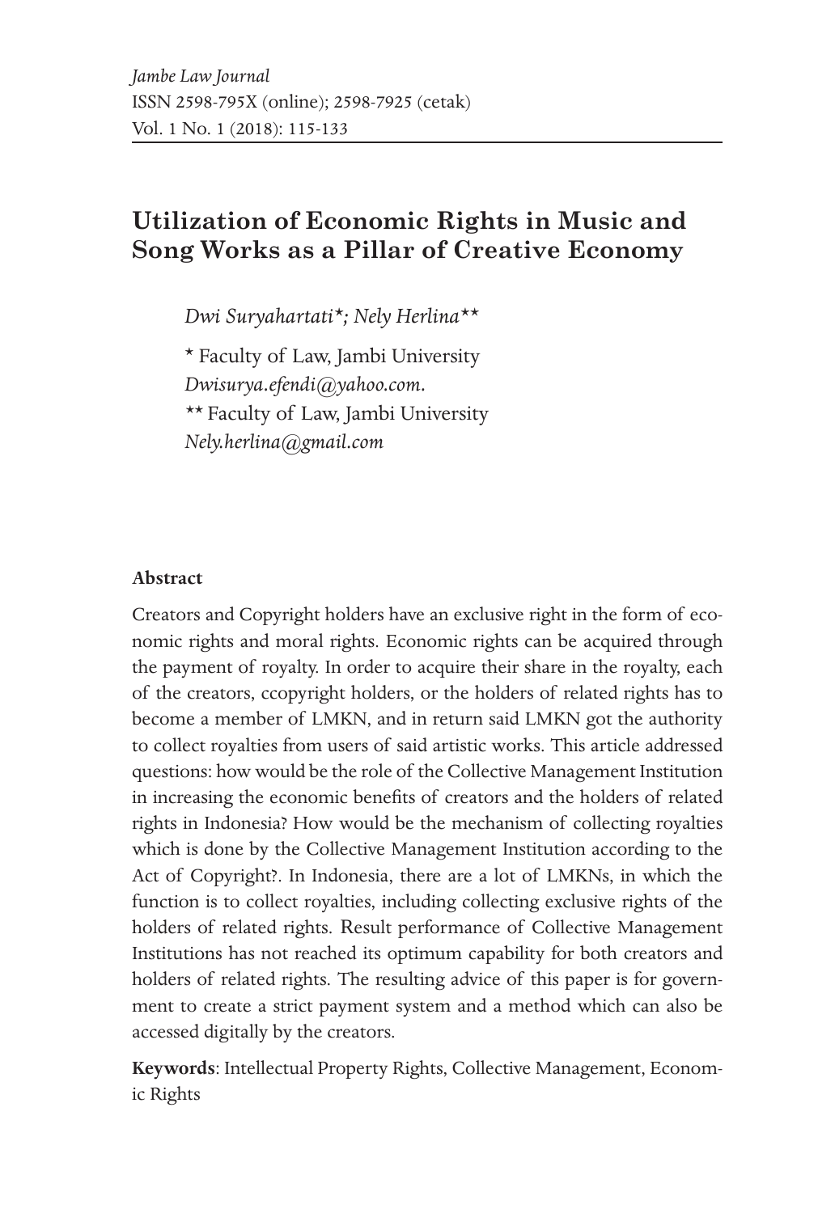# Utilization of Economic Rights in Music and Song Works as a Pillar of Creative Economy

*Dwi Suryahartati*; Nely Herlina***

\* Faculty of Law, Jambi University
*Dwisurya.efendi@yahoo.com.*
\*\* Faculty of Law, Jambi University
*Nely.herlina@gmail.com*

**Abstract**

Creators and Copyright holders have an exclusive right in the form of economic rights and moral rights. Economic rights can be acquired through the payment of royalty. In order to acquire their share in the royalty, each of the creators, ccopyright holders, or the holders of related rights has to become a member of LMKN, and in return said LMKN got the authority to collect royalties from users of said artistic works. This article addressed questions: how would be the role of the Collective Management Institution in increasing the economic benefits of creators and the holders of related rights in Indonesia? How would be the mechanism of collecting royalties which is done by the Collective Management Institution according to the Act of Copyright?. In Indonesia, there are a lot of LMKNs, in which the function is to collect royalties, including collecting exclusive rights of the holders of related rights. Result performance of Collective Management Institutions has not reached its optimum capability for both creators and holders of related rights. The resulting advice of this paper is for government to create a strict payment system and a method which can also be accessed digitally by the creators.

**Keywords**: Intellectual Property Rights, Collective Management, Economic Rights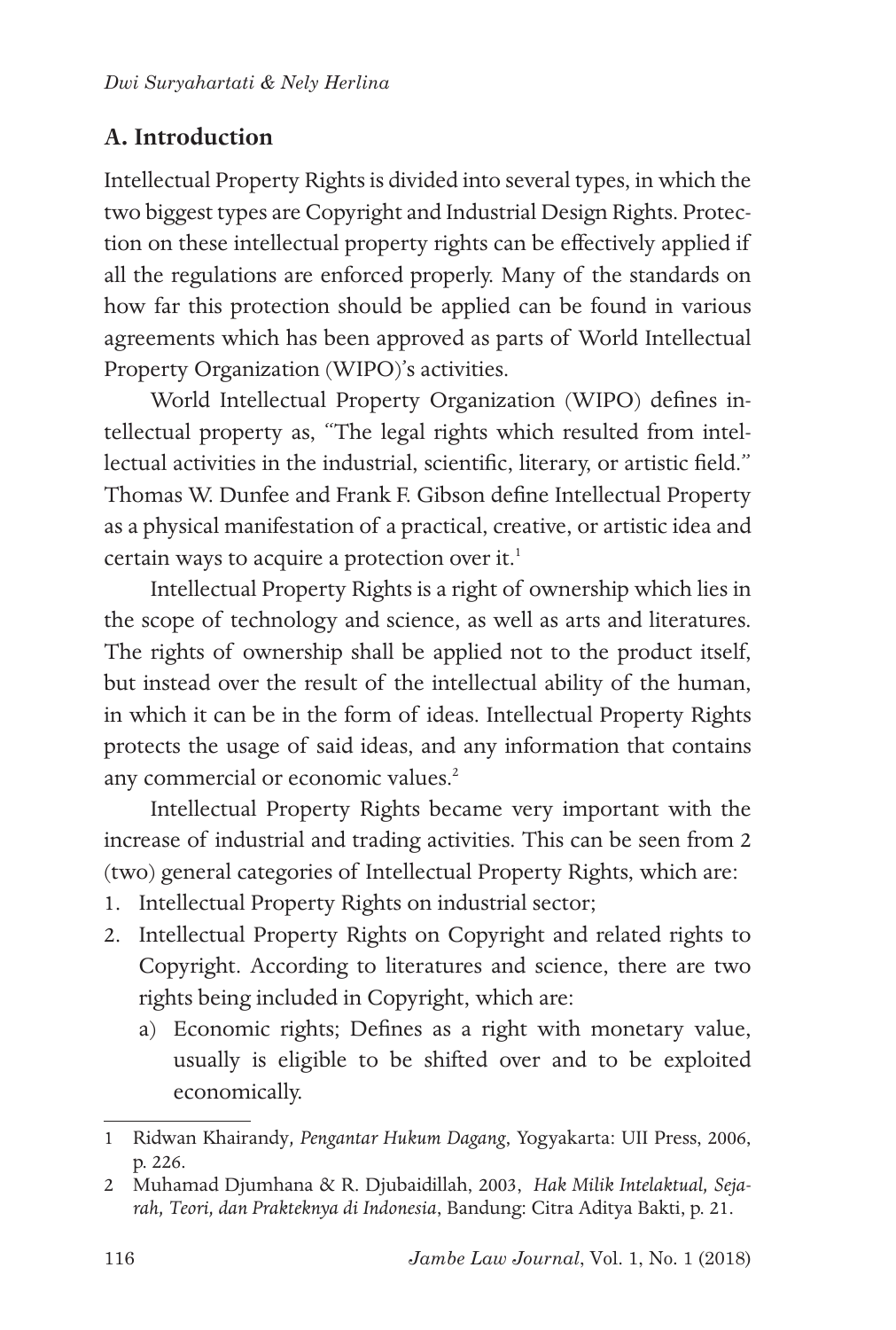## A. Introduction

Intellectual Property Rights is divided into several types, in which the two biggest types are Copyright and Industrial Design Rights. Protection on these intellectual property rights can be effectively applied if all the regulations are enforced properly. Many of the standards on how far this protection should be applied can be found in various agreements which has been approved as parts of World Intellectual Property Organization (WIPO)'s activities.

World Intellectual Property Organization (WIPO) defines intellectual property as, "The legal rights which resulted from intellectual activities in the industrial, scientific, literary, or artistic field." Thomas W. Dunfee and Frank F. Gibson define Intellectual Property as a physical manifestation of a practical, creative, or artistic idea and certain ways to acquire a protection over it.[1]

Intellectual Property Rights is a right of ownership which lies in the scope of technology and science, as well as arts and literatures. The rights of ownership shall be applied not to the product itself, but instead over the result of the intellectual ability of the human, in which it can be in the form of ideas. Intellectual Property Rights protects the usage of said ideas, and any information that contains any commercial or economic values.[2]

Intellectual Property Rights became very important with the increase of industrial and trading activities. This can be seen from 2 (two) general categories of Intellectual Property Rights, which are:

1. Intellectual Property Rights on industrial sector;
2. Intellectual Property Rights on Copyright and related rights to Copyright. According to literatures and science, there are two rights being included in Copyright, which are:
   a) Economic rights; Defines as a right with monetary value, usually is eligible to be shifted over and to be exploited economically.

---

1 Ridwan Khairandy, *Pengantar Hukum Dagang*, Yogyakarta: UII Press, 2006, p. 226.

2 Muhamad Djumhana & R. Djubaidillah, 2003, *Hak Milik Intelaktual, Sejarah, Teori, dan Prakteknya di Indonesia*, Bandung: Citra Aditya Bakti, p. 21.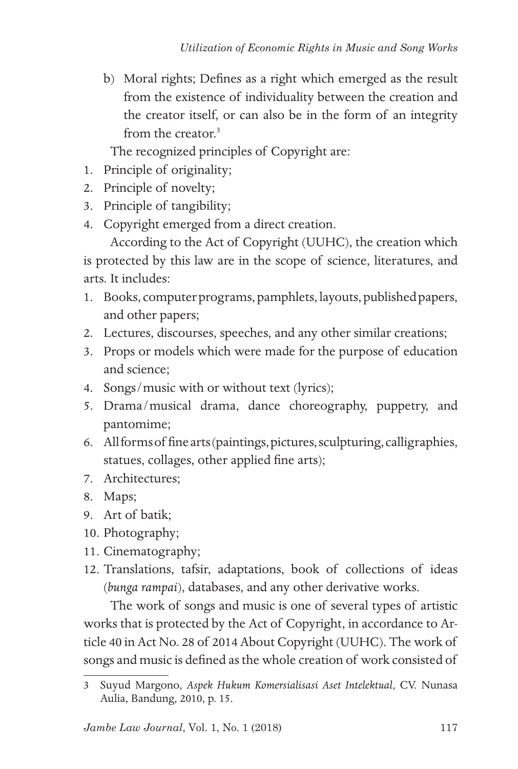b) Moral rights; Defines as a right which emerged as the result from the existence of individuality between the creation and the creator itself, or can also be in the form of an integrity from the creator.[3]

The recognized principles of Copyright are:

1. Principle of originality;
2. Principle of novelty;
3. Principle of tangibility;
4. Copyright emerged from a direct creation.

According to the Act of Copyright (UUHC), the creation which is protected by this law are in the scope of science, literatures, and arts. It includes:

1. Books, computer programs, pamphlets, layouts, published papers, and other papers;
2. Lectures, discourses, speeches, and any other similar creations;
3. Props or models which were made for the purpose of education and science;
4. Songs/music with or without text (lyrics);
5. Drama/musical drama, dance choreography, puppetry, and pantomime;
6. All forms of fine arts (paintings, pictures, sculpturing, calligraphies, statues, collages, other applied fine arts);
7. Architectures;
8. Maps;
9. Art of batik;
10. Photography;
11. Cinematography;
12. Translations, tafsir, adaptations, book of collections of ideas (*bunga rampai*), databases, and any other derivative works.

The work of songs and music is one of several types of artistic works that is protected by the Act of Copyright, in accordance to Article 40 in Act No. 28 of 2014 About Copyright (UUHC). The work of songs and music is defined as the whole creation of work consisted of

---

3 Suyud Margono, *Aspek Hukum Komersialisasi Aset Intelektual*, CV. Nunasa Aulia, Bandung, 2010, p. 15.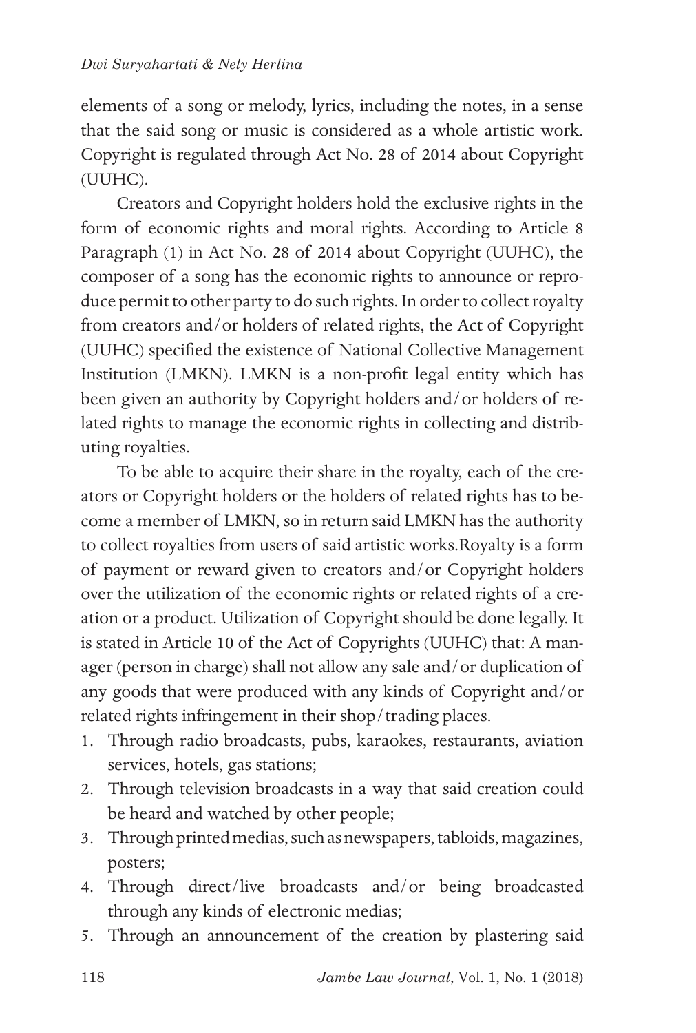elements of a song or melody, lyrics, including the notes, in a sense that the said song or music is considered as a whole artistic work. Copyright is regulated through Act No. 28 of 2014 about Copyright (UUHC).

Creators and Copyright holders hold the exclusive rights in the form of economic rights and moral rights. According to Article 8 Paragraph (1) in Act No. 28 of 2014 about Copyright (UUHC), the composer of a song has the economic rights to announce or reproduce permit to other party to do such rights. In order to collect royalty from creators and/or holders of related rights, the Act of Copyright (UUHC) specified the existence of National Collective Management Institution (LMKN). LMKN is a non-profit legal entity which has been given an authority by Copyright holders and/or holders of related rights to manage the economic rights in collecting and distributing royalties.

To be able to acquire their share in the royalty, each of the creators or Copyright holders or the holders of related rights has to become a member of LMKN, so in return said LMKN has the authority to collect royalties from users of said artistic works.Royalty is a form of payment or reward given to creators and/or Copyright holders over the utilization of the economic rights or related rights of a creation or a product. Utilization of Copyright should be done legally. It is stated in Article 10 of the Act of Copyrights (UUHC) that: A manager (person in charge) shall not allow any sale and/or duplication of any goods that were produced with any kinds of Copyright and/or related rights infringement in their shop/trading places.

1. Through radio broadcasts, pubs, karaokes, restaurants, aviation services, hotels, gas stations;
2. Through television broadcasts in a way that said creation could be heard and watched by other people;
3. Through printed medias, such as newspapers, tabloids, magazines, posters;
4. Through direct/live broadcasts and/or being broadcasted through any kinds of electronic medias;
5. Through an announcement of the creation by plastering said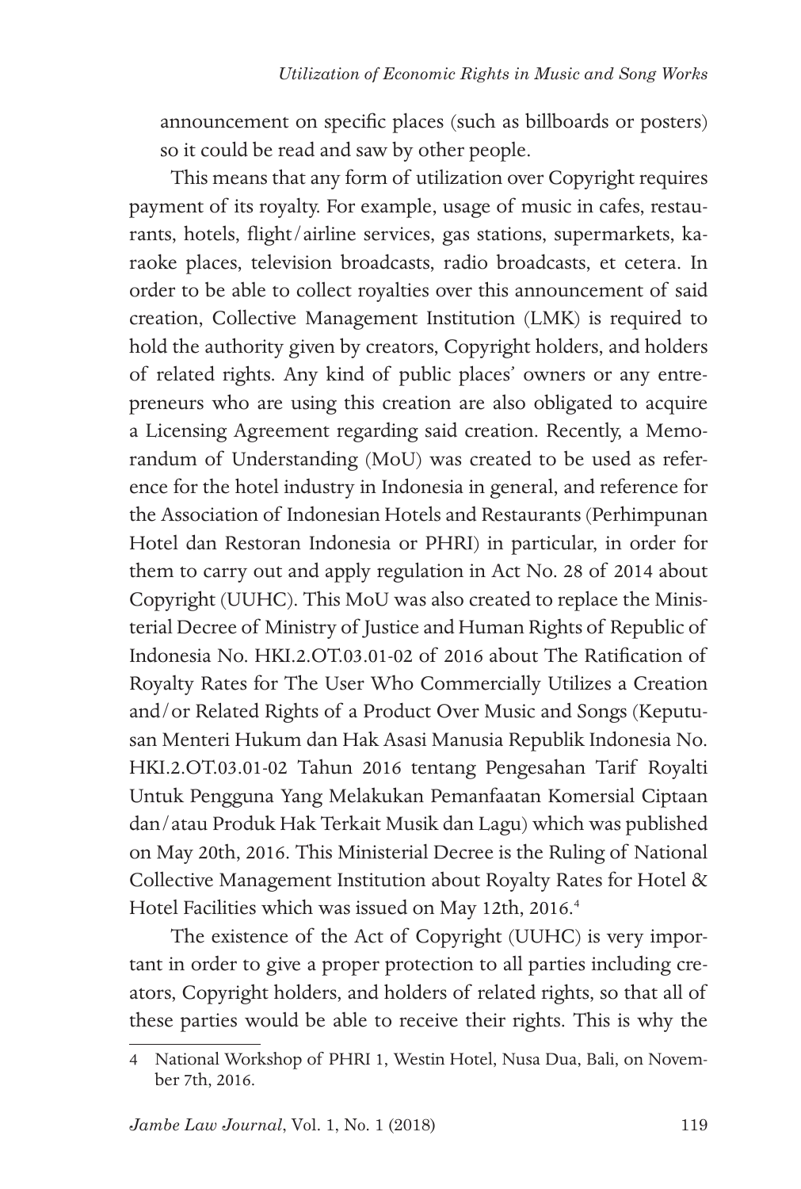announcement on specific places (such as billboards or posters) so it could be read and saw by other people.

This means that any form of utilization over Copyright requires payment of its royalty. For example, usage of music in cafes, restaurants, hotels, flight/airline services, gas stations, supermarkets, karaoke places, television broadcasts, radio broadcasts, et cetera. In order to be able to collect royalties over this announcement of said creation, Collective Management Institution (LMK) is required to hold the authority given by creators, Copyright holders, and holders of related rights. Any kind of public places' owners or any entrepreneurs who are using this creation are also obligated to acquire a Licensing Agreement regarding said creation. Recently, a Memorandum of Understanding (MoU) was created to be used as reference for the hotel industry in Indonesia in general, and reference for the Association of Indonesian Hotels and Restaurants (Perhimpunan Hotel dan Restoran Indonesia or PHRI) in particular, in order for them to carry out and apply regulation in Act No. 28 of 2014 about Copyright (UUHC). This MoU was also created to replace the Ministerial Decree of Ministry of Justice and Human Rights of Republic of Indonesia No. HKI.2.OT.03.01-02 of 2016 about The Ratification of Royalty Rates for The User Who Commercially Utilizes a Creation and/or Related Rights of a Product Over Music and Songs (Keputusan Menteri Hukum dan Hak Asasi Manusia Republik Indonesia No. HKI.2.OT.03.01-02 Tahun 2016 tentang Pengesahan Tarif Royalti Untuk Pengguna Yang Melakukan Pemanfaatan Komersial Ciptaan dan/atau Produk Hak Terkait Musik dan Lagu) which was published on May 20th, 2016. This Ministerial Decree is the Ruling of National Collective Management Institution about Royalty Rates for Hotel & Hotel Facilities which was issued on May 12th, 2016.[4]

The existence of the Act of Copyright (UUHC) is very important in order to give a proper protection to all parties including creators, Copyright holders, and holders of related rights, so that all of these parties would be able to receive their rights. This is why the

---

4 National Workshop of PHRI 1, Westin Hotel, Nusa Dua, Bali, on November 7th, 2016.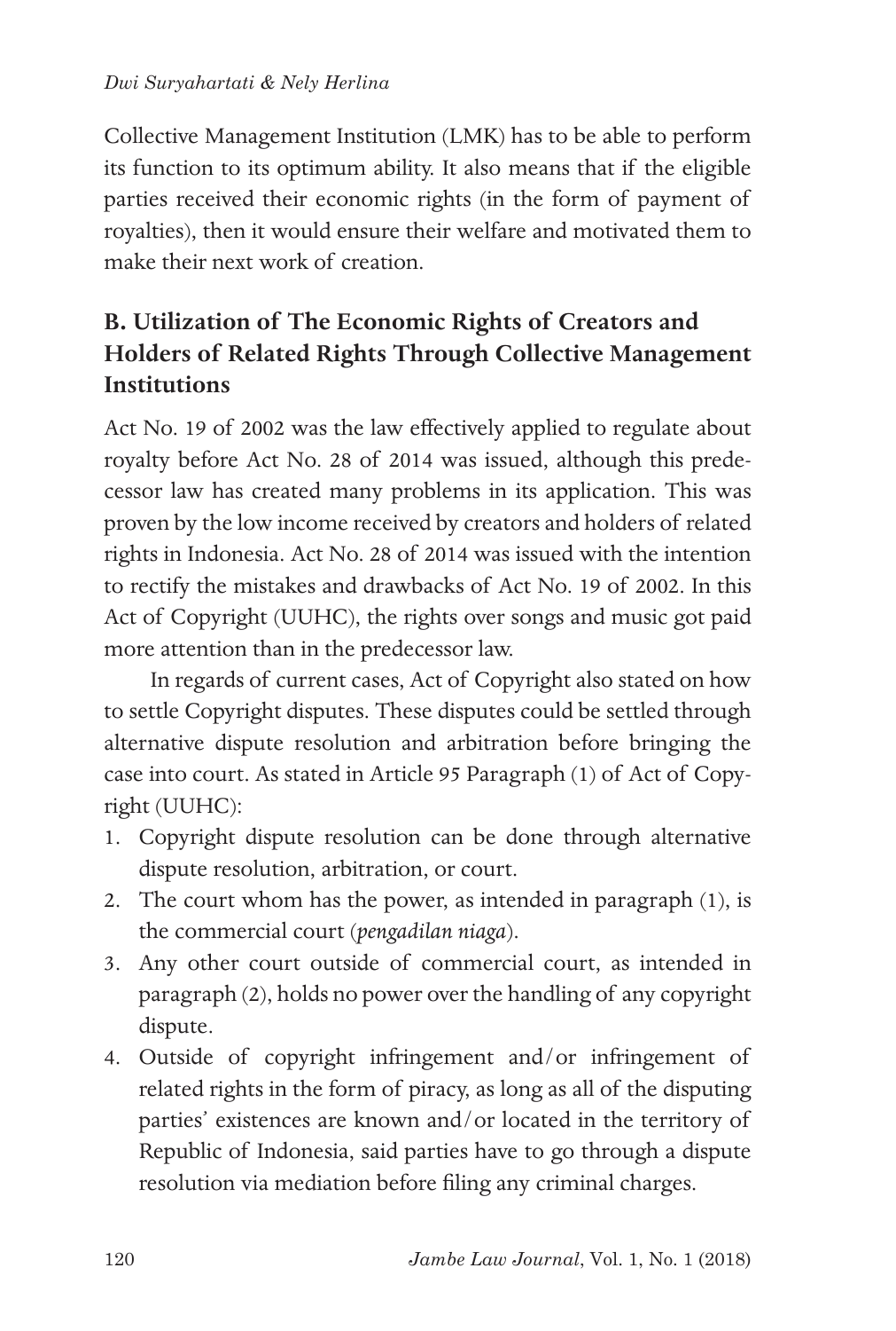Collective Management Institution (LMK) has to be able to perform its function to its optimum ability. It also means that if the eligible parties received their economic rights (in the form of payment of royalties), then it would ensure their welfare and motivated them to make their next work of creation.

## B. Utilization of The Economic Rights of Creators and Holders of Related Rights Through Collective Management Institutions

Act No. 19 of 2002 was the law effectively applied to regulate about royalty before Act No. 28 of 2014 was issued, although this predecessor law has created many problems in its application. This was proven by the low income received by creators and holders of related rights in Indonesia. Act No. 28 of 2014 was issued with the intention to rectify the mistakes and drawbacks of Act No. 19 of 2002. In this Act of Copyright (UUHC), the rights over songs and music got paid more attention than in the predecessor law.

In regards of current cases, Act of Copyright also stated on how to settle Copyright disputes. These disputes could be settled through alternative dispute resolution and arbitration before bringing the case into court. As stated in Article 95 Paragraph (1) of Act of Copyright (UUHC):

1. Copyright dispute resolution can be done through alternative dispute resolution, arbitration, or court.
2. The court whom has the power, as intended in paragraph (1), is the commercial court (*pengadilan niaga*).
3. Any other court outside of commercial court, as intended in paragraph (2), holds no power over the handling of any copyright dispute.
4. Outside of copyright infringement and/or infringement of related rights in the form of piracy, as long as all of the disputing parties' existences are known and/or located in the territory of Republic of Indonesia, said parties have to go through a dispute resolution via mediation before filing any criminal charges.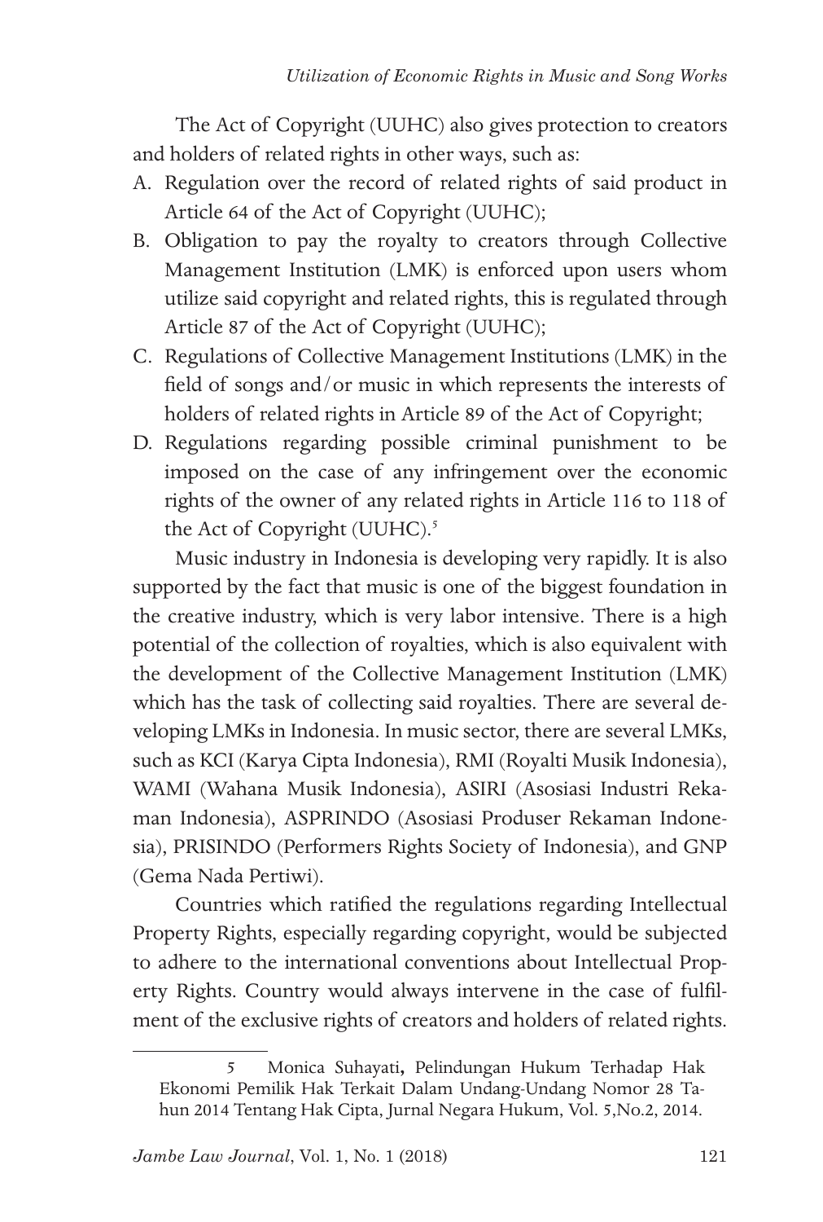The Act of Copyright (UUHC) also gives protection to creators and holders of related rights in other ways, such as:

A. Regulation over the record of related rights of said product in Article 64 of the Act of Copyright (UUHC);
B. Obligation to pay the royalty to creators through Collective Management Institution (LMK) is enforced upon users whom utilize said copyright and related rights, this is regulated through Article 87 of the Act of Copyright (UUHC);
C. Regulations of Collective Management Institutions (LMK) in the field of songs and/or music in which represents the interests of holders of related rights in Article 89 of the Act of Copyright;
D. Regulations regarding possible criminal punishment to be imposed on the case of any infringement over the economic rights of the owner of any related rights in Article 116 to 118 of the Act of Copyright (UUHC).[5]

Music industry in Indonesia is developing very rapidly. It is also supported by the fact that music is one of the biggest foundation in the creative industry, which is very labor intensive. There is a high potential of the collection of royalties, which is also equivalent with the development of the Collective Management Institution (LMK) which has the task of collecting said royalties. There are several developing LMKs in Indonesia. In music sector, there are several LMKs, such as KCI (Karya Cipta Indonesia), RMI (Royalti Musik Indonesia), WAMI (Wahana Musik Indonesia), ASIRI (Asosiasi Industri Rekaman Indonesia), ASPRINDO (Asosiasi Produser Rekaman Indonesia), PRISINDO (Performers Rights Society of Indonesia), and GNP (Gema Nada Pertiwi).

Countries which ratified the regulations regarding Intellectual Property Rights, especially regarding copyright, would be subjected to adhere to the international conventions about Intellectual Property Rights. Country would always intervene in the case of fulfilment of the exclusive rights of creators and holders of related rights.

---

5 Monica Suhayati, Pelindungan Hukum Terhadap Hak Ekonomi Pemilik Hak Terkait Dalam Undang-Undang Nomor 28 Tahun 2014 Tentang Hak Cipta, Jurnal Negara Hukum, Vol. 5,No.2, 2014.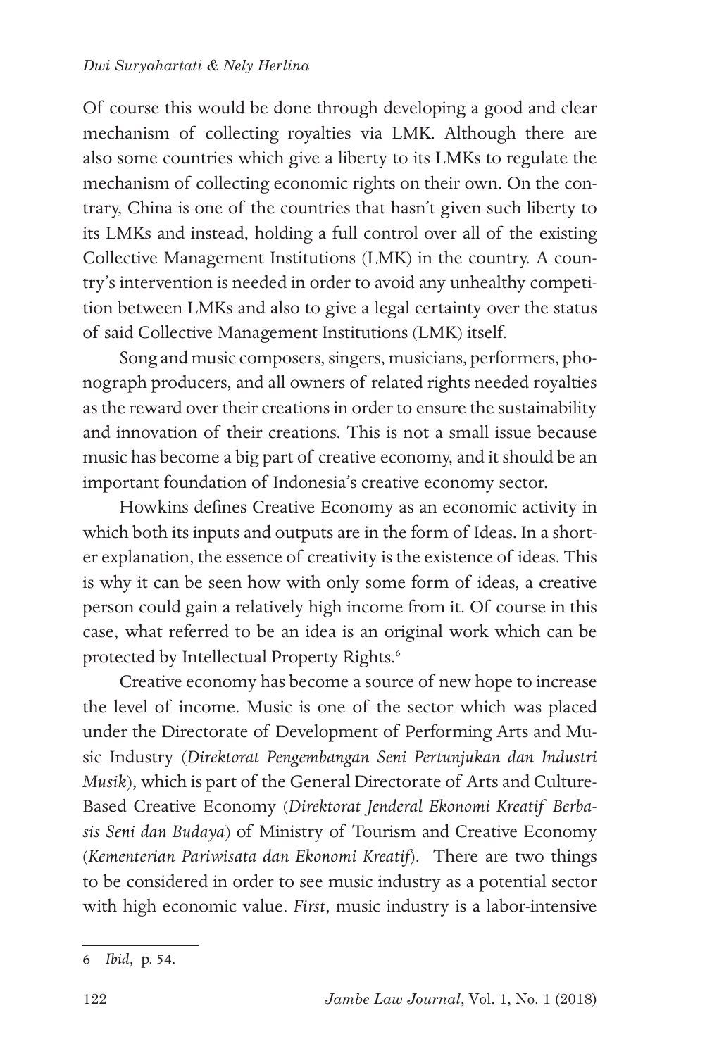Of course this would be done through developing a good and clear mechanism of collecting royalties via LMK. Although there are also some countries which give a liberty to its LMKs to regulate the mechanism of collecting economic rights on their own. On the contrary, China is one of the countries that hasn't given such liberty to its LMKs and instead, holding a full control over all of the existing Collective Management Institutions (LMK) in the country. A country's intervention is needed in order to avoid any unhealthy competition between LMKs and also to give a legal certainty over the status of said Collective Management Institutions (LMK) itself.

Song and music composers, singers, musicians, performers, phonograph producers, and all owners of related rights needed royalties as the reward over their creations in order to ensure the sustainability and innovation of their creations. This is not a small issue because music has become a big part of creative economy, and it should be an important foundation of Indonesia's creative economy sector.

Howkins defines Creative Economy as an economic activity in which both its inputs and outputs are in the form of Ideas. In a shorter explanation, the essence of creativity is the existence of ideas. This is why it can be seen how with only some form of ideas, a creative person could gain a relatively high income from it. Of course in this case, what referred to be an idea is an original work which can be protected by Intellectual Property Rights.[6]

Creative economy has become a source of new hope to increase the level of income. Music is one of the sector which was placed under the Directorate of Development of Performing Arts and Music Industry (*Direktorat Pengembangan Seni Pertunjukan dan Industri Musik*), which is part of the General Directorate of Arts and Culture-Based Creative Economy (*Direktorat Jenderal Ekonomi Kreatif Berbasis Seni dan Budaya*) of Ministry of Tourism and Creative Economy (*Kementerian Pariwisata dan Ekonomi Kreatif*). There are two things to be considered in order to see music industry as a potential sector with high economic value. *First*, music industry is a labor-intensive

---

6 *Ibid*, p. 54.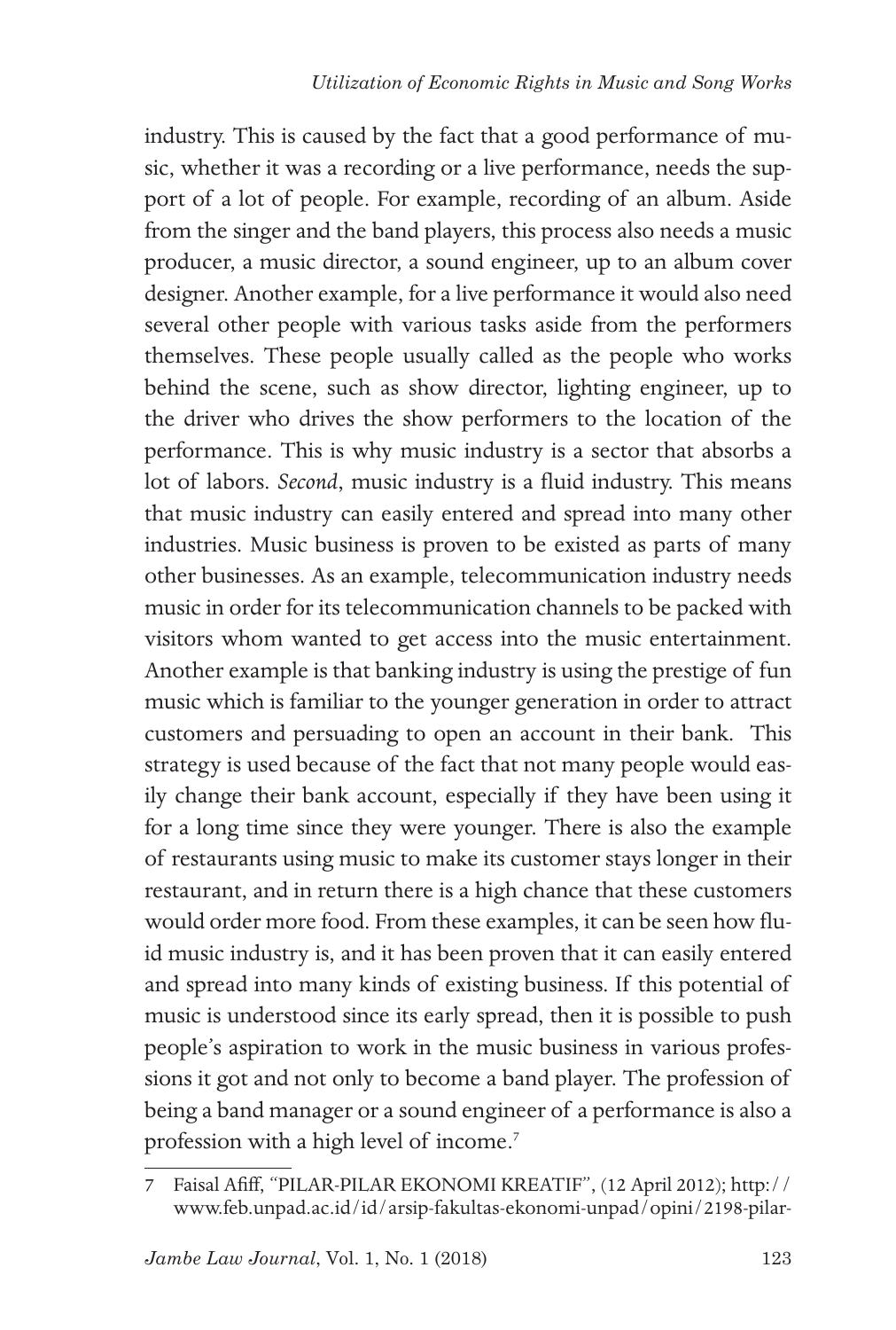industry. This is caused by the fact that a good performance of music, whether it was a recording or a live performance, needs the support of a lot of people. For example, recording of an album. Aside from the singer and the band players, this process also needs a music producer, a music director, a sound engineer, up to an album cover designer. Another example, for a live performance it would also need several other people with various tasks aside from the performers themselves. These people usually called as the people who works behind the scene, such as show director, lighting engineer, up to the driver who drives the show performers to the location of the performance. This is why music industry is a sector that absorbs a lot of labors. *Second*, music industry is a fluid industry. This means that music industry can easily entered and spread into many other industries. Music business is proven to be existed as parts of many other businesses. As an example, telecommunication industry needs music in order for its telecommunication channels to be packed with visitors whom wanted to get access into the music entertainment. Another example is that banking industry is using the prestige of fun music which is familiar to the younger generation in order to attract customers and persuading to open an account in their bank. This strategy is used because of the fact that not many people would easily change their bank account, especially if they have been using it for a long time since they were younger. There is also the example of restaurants using music to make its customer stays longer in their restaurant, and in return there is a high chance that these customers would order more food. From these examples, it can be seen how fluid music industry is, and it has been proven that it can easily entered and spread into many kinds of existing business. If this potential of music is understood since its early spread, then it is possible to push people's aspiration to work in the music business in various professions it got and not only to become a band player. The profession of being a band manager or a sound engineer of a performance is also a profession with a high level of income.[7]

---

7 Faisal Afiff, "PILAR-PILAR EKONOMI KREATIF", (12 April 2012); http://www.feb.unpad.ac.id/id/arsip-fakultas-ekonomi-unpad/opini/2198-pilar-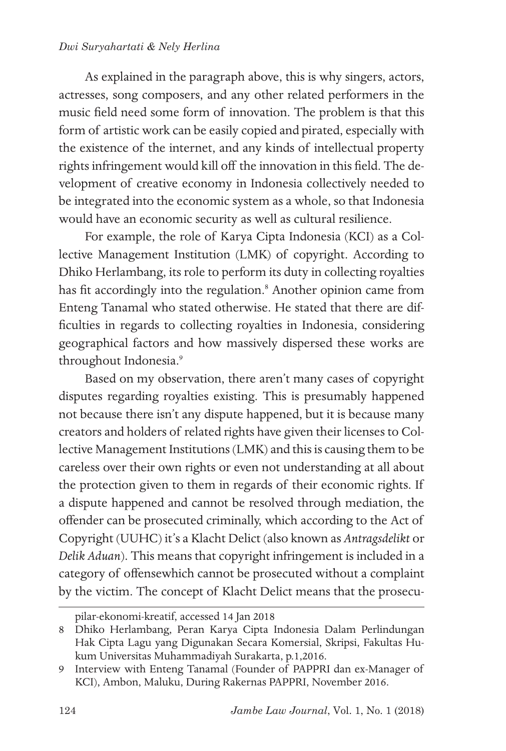As explained in the paragraph above, this is why singers, actors, actresses, song composers, and any other related performers in the music field need some form of innovation. The problem is that this form of artistic work can be easily copied and pirated, especially with the existence of the internet, and any kinds of intellectual property rights infringement would kill off the innovation in this field. The development of creative economy in Indonesia collectively needed to be integrated into the economic system as a whole, so that Indonesia would have an economic security as well as cultural resilience.

For example, the role of Karya Cipta Indonesia (KCI) as a Collective Management Institution (LMK) of copyright. According to Dhiko Herlambang, its role to perform its duty in collecting royalties has fit accordingly into the regulation.[8] Another opinion came from Enteng Tanamal who stated otherwise. He stated that there are difficulties in regards to collecting royalties in Indonesia, considering geographical factors and how massively dispersed these works are throughout Indonesia.[9]

Based on my observation, there aren't many cases of copyright disputes regarding royalties existing. This is presumably happened not because there isn't any dispute happened, but it is because many creators and holders of related rights have given their licenses to Collective Management Institutions (LMK) and this is causing them to be careless over their own rights or even not understanding at all about the protection given to them in regards of their economic rights. If a dispute happened and cannot be resolved through mediation, the offender can be prosecuted criminally, which according to the Act of Copyright (UUHC) it's a Klacht Delict (also known as *Antragsdelikt* or *Delik Aduan*). This means that copyright infringement is included in a category of offensewhich cannot be prosecuted without a complaint by the victim. The concept of Klacht Delict means that the prosecu-

---

pilar-ekonomi-kreatif, accessed 14 Jan 2018

8 Dhiko Herlambang, Peran Karya Cipta Indonesia Dalam Perlindungan Hak Cipta Lagu yang Digunakan Secara Komersial, Skripsi, Fakultas Hukum Universitas Muhammadiyah Surakarta, p.1,2016.

9 Interview with Enteng Tanamal (Founder of PAPPRI dan ex-Manager of KCI), Ambon, Maluku, During Rakernas PAPPRI, November 2016.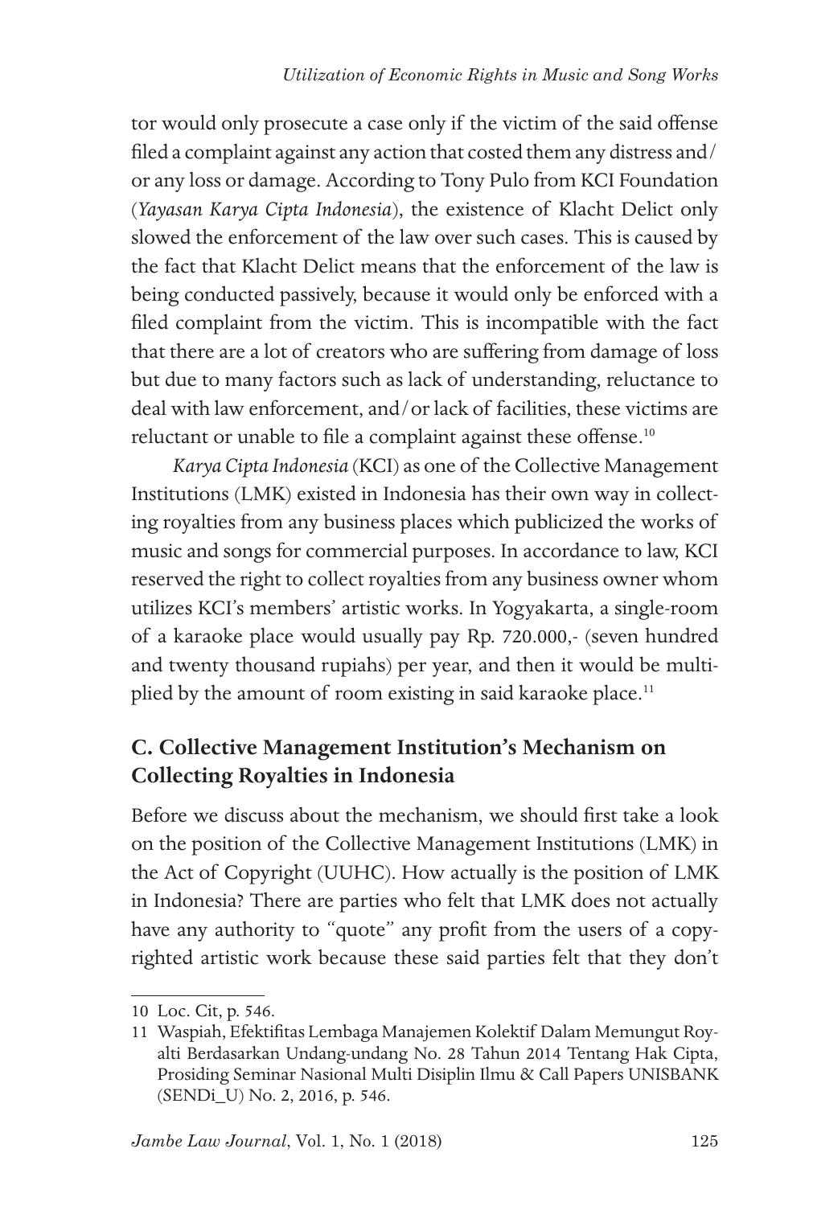tor would only prosecute a case only if the victim of the said offense filed a complaint against any action that costed them any distress and/ or any loss or damage. According to Tony Pulo from KCI Foundation (*Yayasan Karya Cipta Indonesia*), the existence of Klacht Delict only slowed the enforcement of the law over such cases. This is caused by the fact that Klacht Delict means that the enforcement of the law is being conducted passively, because it would only be enforced with a filed complaint from the victim. This is incompatible with the fact that there are a lot of creators who are suffering from damage of loss but due to many factors such as lack of understanding, reluctance to deal with law enforcement, and/or lack of facilities, these victims are reluctant or unable to file a complaint against these offense.[10]

*Karya Cipta Indonesia* (KCI) as one of the Collective Management Institutions (LMK) existed in Indonesia has their own way in collecting royalties from any business places which publicized the works of music and songs for commercial purposes. In accordance to law, KCI reserved the right to collect royalties from any business owner whom utilizes KCI's members' artistic works. In Yogyakarta, a single-room of a karaoke place would usually pay Rp. 720.000,- (seven hundred and twenty thousand rupiahs) per year, and then it would be multiplied by the amount of room existing in said karaoke place.[11]

## C. Collective Management Institution's Mechanism on Collecting Royalties in Indonesia

Before we discuss about the mechanism, we should first take a look on the position of the Collective Management Institutions (LMK) in the Act of Copyright (UUHC). How actually is the position of LMK in Indonesia? There are parties who felt that LMK does not actually have any authority to "quote" any profit from the users of a copyrighted artistic work because these said parties felt that they don't

---

10 Loc. Cit, p. 546.

11 Waspiah, Efektifitas Lembaga Manajemen Kolektif Dalam Memungut Royalti Berdasarkan Undang-undang No. 28 Tahun 2014 Tentang Hak Cipta, Prosiding Seminar Nasional Multi Disiplin Ilmu & Call Papers UNISBANK (SENDi_U) No. 2, 2016, p. 546.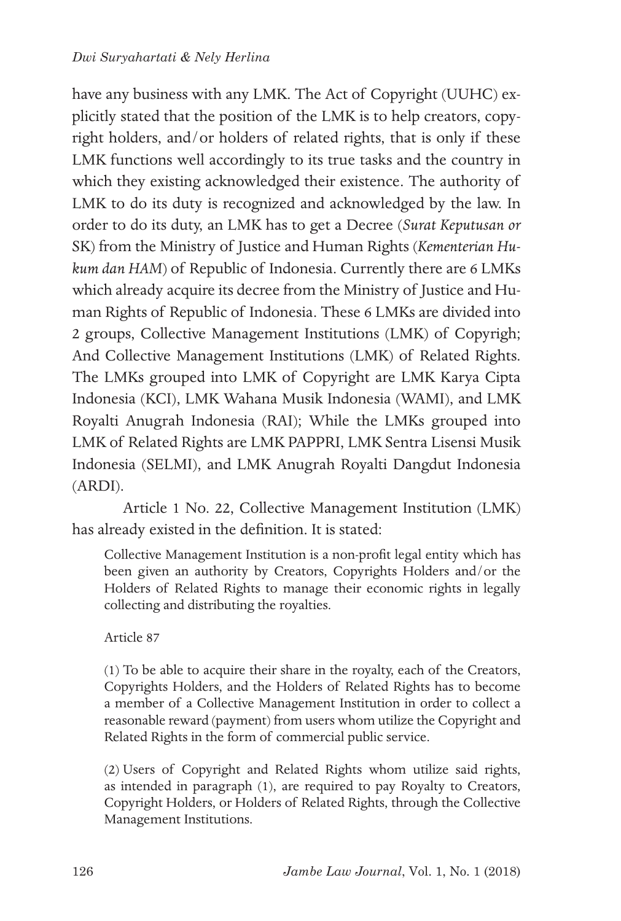have any business with any LMK. The Act of Copyright (UUHC) explicitly stated that the position of the LMK is to help creators, copyright holders, and/or holders of related rights, that is only if these LMK functions well accordingly to its true tasks and the country in which they existing acknowledged their existence. The authority of LMK to do its duty is recognized and acknowledged by the law. In order to do its duty, an LMK has to get a Decree (*Surat Keputusan or* SK) from the Ministry of Justice and Human Rights (*Kementerian Hukum dan HAM*) of Republic of Indonesia. Currently there are 6 LMKs which already acquire its decree from the Ministry of Justice and Human Rights of Republic of Indonesia. These 6 LMKs are divided into 2 groups, Collective Management Institutions (LMK) of Copyrigh; And Collective Management Institutions (LMK) of Related Rights. The LMKs grouped into LMK of Copyright are LMK Karya Cipta Indonesia (KCI), LMK Wahana Musik Indonesia (WAMI), and LMK Royalti Anugrah Indonesia (RAI); While the LMKs grouped into LMK of Related Rights are LMK PAPPRI, LMK Sentra Lisensi Musik Indonesia (SELMI), and LMK Anugrah Royalti Dangdut Indonesia (ARDI).

Article 1 No. 22, Collective Management Institution (LMK) has already existed in the definition. It is stated:

> Collective Management Institution is a non-profit legal entity which has been given an authority by Creators, Copyrights Holders and/or the Holders of Related Rights to manage their economic rights in legally collecting and distributing the royalties.
>
> Article 87
>
> (1) To be able to acquire their share in the royalty, each of the Creators, Copyrights Holders, and the Holders of Related Rights has to become a member of a Collective Management Institution in order to collect a reasonable reward (payment) from users whom utilize the Copyright and Related Rights in the form of commercial public service.
>
> (2) Users of Copyright and Related Rights whom utilize said rights, as intended in paragraph (1), are required to pay Royalty to Creators, Copyright Holders, or Holders of Related Rights, through the Collective Management Institutions.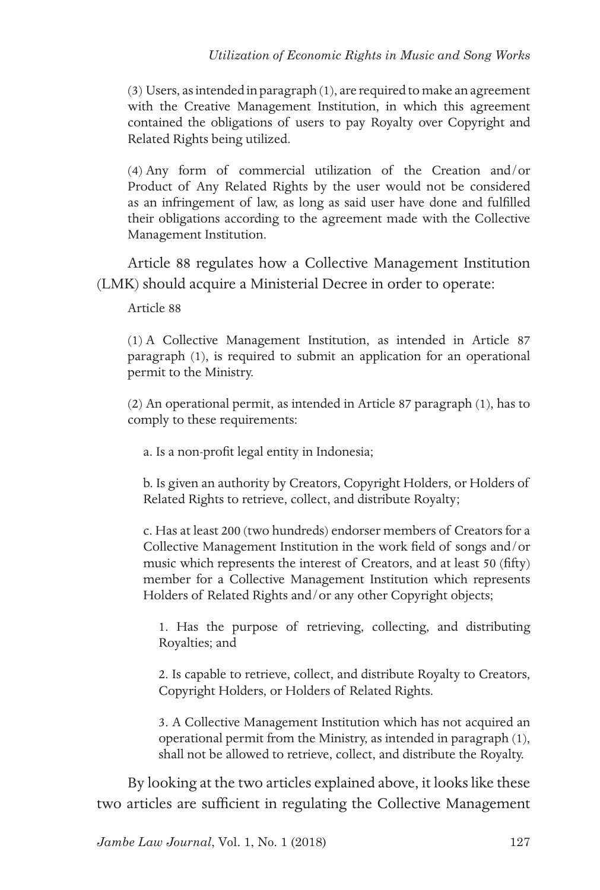(3) Users, as intended in paragraph (1), are required to make an agreement with the Creative Management Institution, in which this agreement contained the obligations of users to pay Royalty over Copyright and Related Rights being utilized.

(4) Any form of commercial utilization of the Creation and/or Product of Any Related Rights by the user would not be considered as an infringement of law, as long as said user have done and fulfilled their obligations according to the agreement made with the Collective Management Institution.

Article 88 regulates how a Collective Management Institution (LMK) should acquire a Ministerial Decree in order to operate:

Article 88

(1) A Collective Management Institution, as intended in Article 87 paragraph (1), is required to submit an application for an operational permit to the Ministry.

(2) An operational permit, as intended in Article 87 paragraph (1), has to comply to these requirements:

a. Is a non-profit legal entity in Indonesia;

b. Is given an authority by Creators, Copyright Holders, or Holders of Related Rights to retrieve, collect, and distribute Royalty;

c. Has at least 200 (two hundreds) endorser members of Creators for a Collective Management Institution in the work field of songs and/or music which represents the interest of Creators, and at least 50 (fifty) member for a Collective Management Institution which represents Holders of Related Rights and/or any other Copyright objects;

1. Has the purpose of retrieving, collecting, and distributing Royalties; and

2. Is capable to retrieve, collect, and distribute Royalty to Creators, Copyright Holders, or Holders of Related Rights.

3. A Collective Management Institution which has not acquired an operational permit from the Ministry, as intended in paragraph (1), shall not be allowed to retrieve, collect, and distribute the Royalty.

By looking at the two articles explained above, it looks like these two articles are sufficient in regulating the Collective Management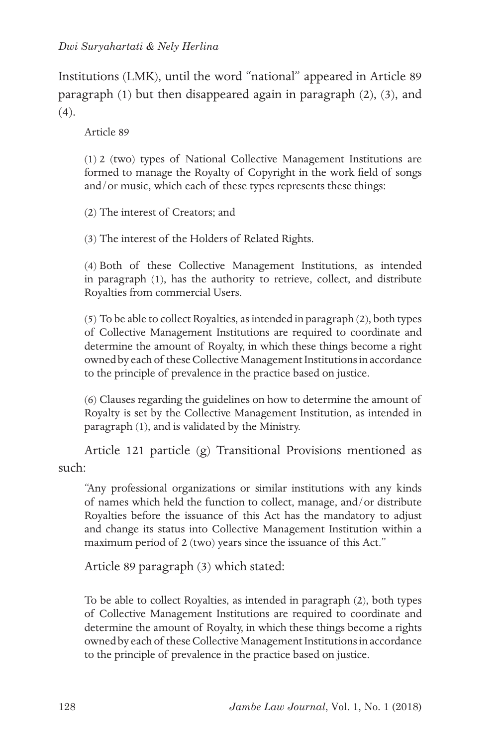Institutions (LMK), until the word "national" appeared in Article 89 paragraph (1) but then disappeared again in paragraph (2), (3), and (4).

> Article 89
>
> (1) 2 (two) types of National Collective Management Institutions are formed to manage the Royalty of Copyright in the work field of songs and/or music, which each of these types represents these things:
>
> (2) The interest of Creators; and
>
> (3) The interest of the Holders of Related Rights.
>
> (4) Both of these Collective Management Institutions, as intended in paragraph (1), has the authority to retrieve, collect, and distribute Royalties from commercial Users.
>
> (5) To be able to collect Royalties, as intended in paragraph (2), both types of Collective Management Institutions are required to coordinate and determine the amount of Royalty, in which these things become a right owned by each of these Collective Management Institutions in accordance to the principle of prevalence in the practice based on justice.
>
> (6) Clauses regarding the guidelines on how to determine the amount of Royalty is set by the Collective Management Institution, as intended in paragraph (1), and is validated by the Ministry.

Article 121 particle (g) Transitional Provisions mentioned as such:

> "Any professional organizations or similar institutions with any kinds of names which held the function to collect, manage, and/or distribute Royalties before the issuance of this Act has the mandatory to adjust and change its status into Collective Management Institution within a maximum period of 2 (two) years since the issuance of this Act."

Article 89 paragraph (3) which stated:

> To be able to collect Royalties, as intended in paragraph (2), both types of Collective Management Institutions are required to coordinate and determine the amount of Royalty, in which these things become a rights owned by each of these Collective Management Institutions in accordance to the principle of prevalence in the practice based on justice.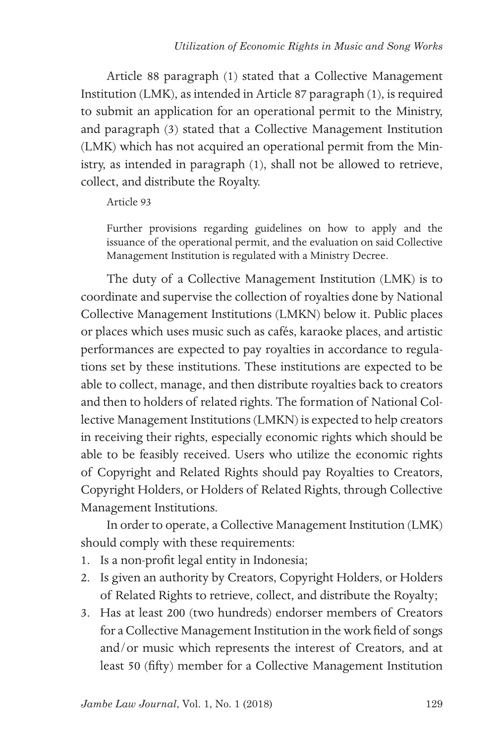Article 88 paragraph (1) stated that a Collective Management Institution (LMK), as intended in Article 87 paragraph (1), is required to submit an application for an operational permit to the Ministry, and paragraph (3) stated that a Collective Management Institution (LMK) which has not acquired an operational permit from the Ministry, as intended in paragraph (1), shall not be allowed to retrieve, collect, and distribute the Royalty.

> Article 93
>
> Further provisions regarding guidelines on how to apply and the issuance of the operational permit, and the evaluation on said Collective Management Institution is regulated with a Ministry Decree.

The duty of a Collective Management Institution (LMK) is to coordinate and supervise the collection of royalties done by National Collective Management Institutions (LMKN) below it. Public places or places which uses music such as cafés, karaoke places, and artistic performances are expected to pay royalties in accordance to regulations set by these institutions. These institutions are expected to be able to collect, manage, and then distribute royalties back to creators and then to holders of related rights. The formation of National Collective Management Institutions (LMKN) is expected to help creators in receiving their rights, especially economic rights which should be able to be feasibly received. Users who utilize the economic rights of Copyright and Related Rights should pay Royalties to Creators, Copyright Holders, or Holders of Related Rights, through Collective Management Institutions.

In order to operate, a Collective Management Institution (LMK) should comply with these requirements:

1. Is a non-profit legal entity in Indonesia;
2. Is given an authority by Creators, Copyright Holders, or Holders of Related Rights to retrieve, collect, and distribute the Royalty;
3. Has at least 200 (two hundreds) endorser members of Creators for a Collective Management Institution in the work field of songs and/or music which represents the interest of Creators, and at least 50 (fifty) member for a Collective Management Institution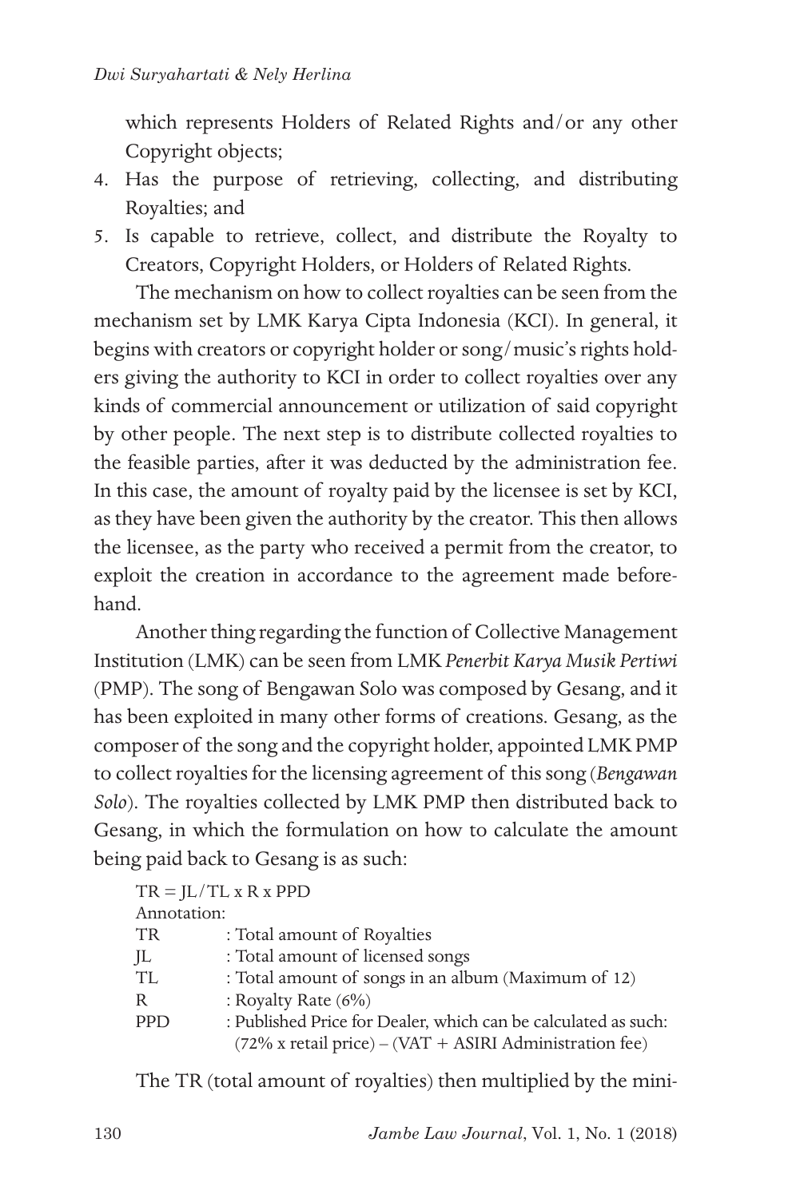which represents Holders of Related Rights and/or any other Copyright objects;

4. Has the purpose of retrieving, collecting, and distributing Royalties; and
5. Is capable to retrieve, collect, and distribute the Royalty to Creators, Copyright Holders, or Holders of Related Rights.

The mechanism on how to collect royalties can be seen from the mechanism set by LMK Karya Cipta Indonesia (KCI). In general, it begins with creators or copyright holder or song/music's rights holders giving the authority to KCI in order to collect royalties over any kinds of commercial announcement or utilization of said copyright by other people. The next step is to distribute collected royalties to the feasible parties, after it was deducted by the administration fee. In this case, the amount of royalty paid by the licensee is set by KCI, as they have been given the authority by the creator. This then allows the licensee, as the party who received a permit from the creator, to exploit the creation in accordance to the agreement made beforehand.

Another thing regarding the function of Collective Management Institution (LMK) can be seen from LMK *Penerbit Karya Musik Pertiwi* (PMP). The song of Bengawan Solo was composed by Gesang, and it has been exploited in many other forms of creations. Gesang, as the composer of the song and the copyright holder, appointed LMK PMP to collect royalties for the licensing agreement of this song (*Bengawan Solo*). The royalties collected by LMK PMP then distributed back to Gesang, in which the formulation on how to calculate the amount being paid back to Gesang is as such:

$$TR = JL/TL \times R \times PPD$$

Annotation:

| | |
|---|---|
| TR | : Total amount of Royalties |
| JL | : Total amount of licensed songs |
| TL | : Total amount of songs in an album (Maximum of 12) |
| R | : Royalty Rate (6%) |
| PPD | : Published Price for Dealer, which can be calculated as such: (72% x retail price) – (VAT + ASIRI Administration fee) |

The TR (total amount of royalties) then multiplied by the mini-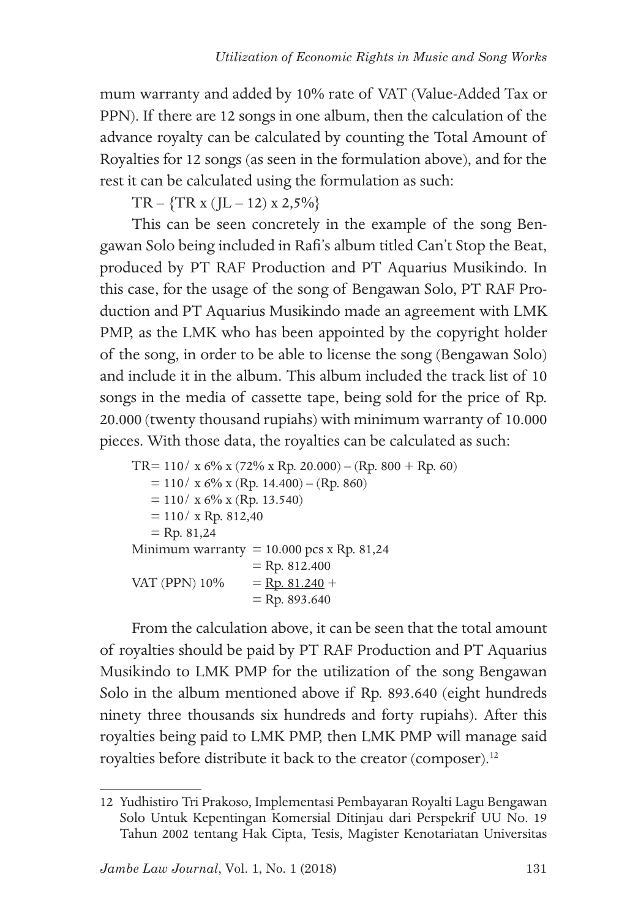mum warranty and added by 10% rate of VAT (Value-Added Tax or PPN). If there are 12 songs in one album, then the calculation of the advance royalty can be calculated by counting the Total Amount of Royalties for 12 songs (as seen in the formulation above), and for the rest it can be calculated using the formulation as such:

TR – {TR x (JL – 12) x 2,5%}

This can be seen concretely in the example of the song Bengawan Solo being included in Rafi's album titled Can't Stop the Beat, produced by PT RAF Production and PT Aquarius Musikindo. In this case, for the usage of the song of Bengawan Solo, PT RAF Production and PT Aquarius Musikindo made an agreement with LMK PMP, as the LMK who has been appointed by the copyright holder of the song, in order to be able to license the song (Bengawan Solo) and include it in the album. This album included the track list of 10 songs in the media of cassette tape, being sold for the price of Rp. 20.000 (twenty thousand rupiahs) with minimum warranty of 10.000 pieces. With those data, the royalties can be calculated as such:

TR= 110/ x 6% x (72% x Rp. 20.000) – (Rp. 800 + Rp. 60)
 = 110/ x 6% x (Rp. 14.400) – (Rp. 860)
 = 110/ x 6% x (Rp. 13.540)
 = 110/ x Rp. 812,40
 = Rp. 81,24

Minimum warranty = 10.000 pcs x Rp. 81,24
 = Rp. 812.400

VAT (PPN) 10% = Rp. 81.240 +
 = Rp. 893.640

From the calculation above, it can be seen that the total amount of royalties should be paid by PT RAF Production and PT Aquarius Musikindo to LMK PMP for the utilization of the song Bengawan Solo in the album mentioned above if Rp. 893.640 (eight hundreds ninety three thousands six hundreds and forty rupiahs). After this royalties being paid to LMK PMP, then LMK PMP will manage said royalties before distribute it back to the creator (composer).[12]

---

12 Yudhistiro Tri Prakoso, Implementasi Pembayaran Royalti Lagu Bengawan Solo Untuk Kepentingan Komersial Ditinjau dari Perspekrif UU No. 19 Tahun 2002 tentang Hak Cipta, Tesis, Magister Kenotariatan Universitas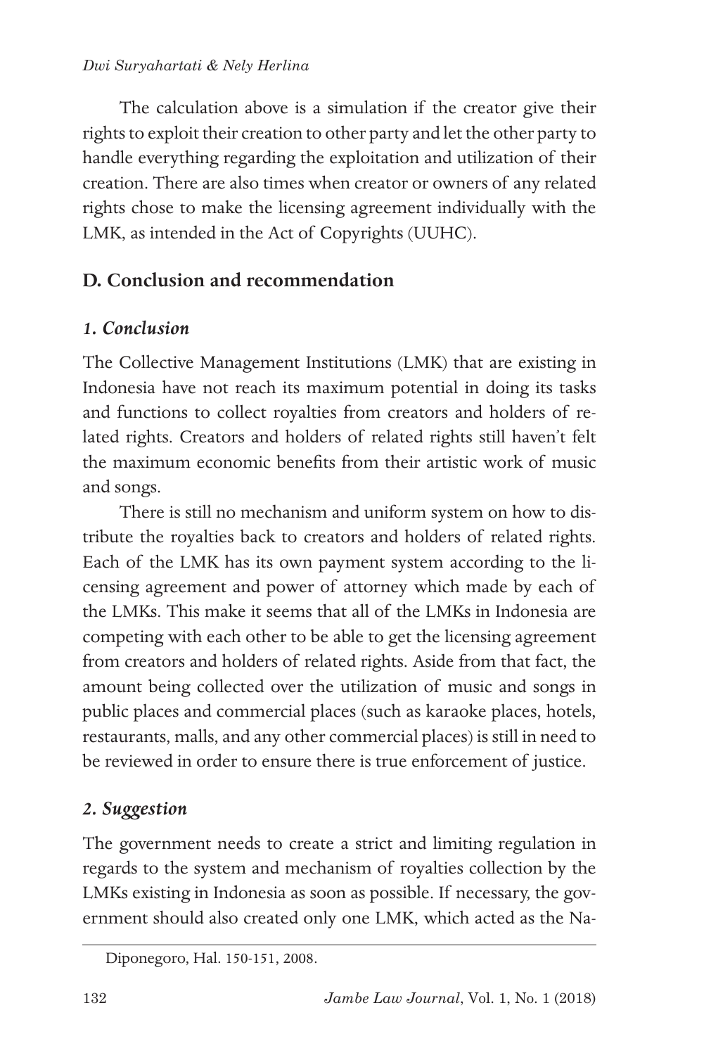The calculation above is a simulation if the creator give their rights to exploit their creation to other party and let the other party to handle everything regarding the exploitation and utilization of their creation. There are also times when creator or owners of any related rights chose to make the licensing agreement individually with the LMK, as intended in the Act of Copyrights (UUHC).

## D. Conclusion and recommendation

### *1. Conclusion*

The Collective Management Institutions (LMK) that are existing in Indonesia have not reach its maximum potential in doing its tasks and functions to collect royalties from creators and holders of related rights. Creators and holders of related rights still haven't felt the maximum economic benefits from their artistic work of music and songs.

There is still no mechanism and uniform system on how to distribute the royalties back to creators and holders of related rights. Each of the LMK has its own payment system according to the licensing agreement and power of attorney which made by each of the LMKs. This make it seems that all of the LMKs in Indonesia are competing with each other to be able to get the licensing agreement from creators and holders of related rights. Aside from that fact, the amount being collected over the utilization of music and songs in public places and commercial places (such as karaoke places, hotels, restaurants, malls, and any other commercial places) is still in need to be reviewed in order to ensure there is true enforcement of justice.

### *2. Suggestion*

The government needs to create a strict and limiting regulation in regards to the system and mechanism of royalties collection by the LMKs existing in Indonesia as soon as possible. If necessary, the government should also created only one LMK, which acted as the Na-

Diponegoro, Hal. 150-151, 2008.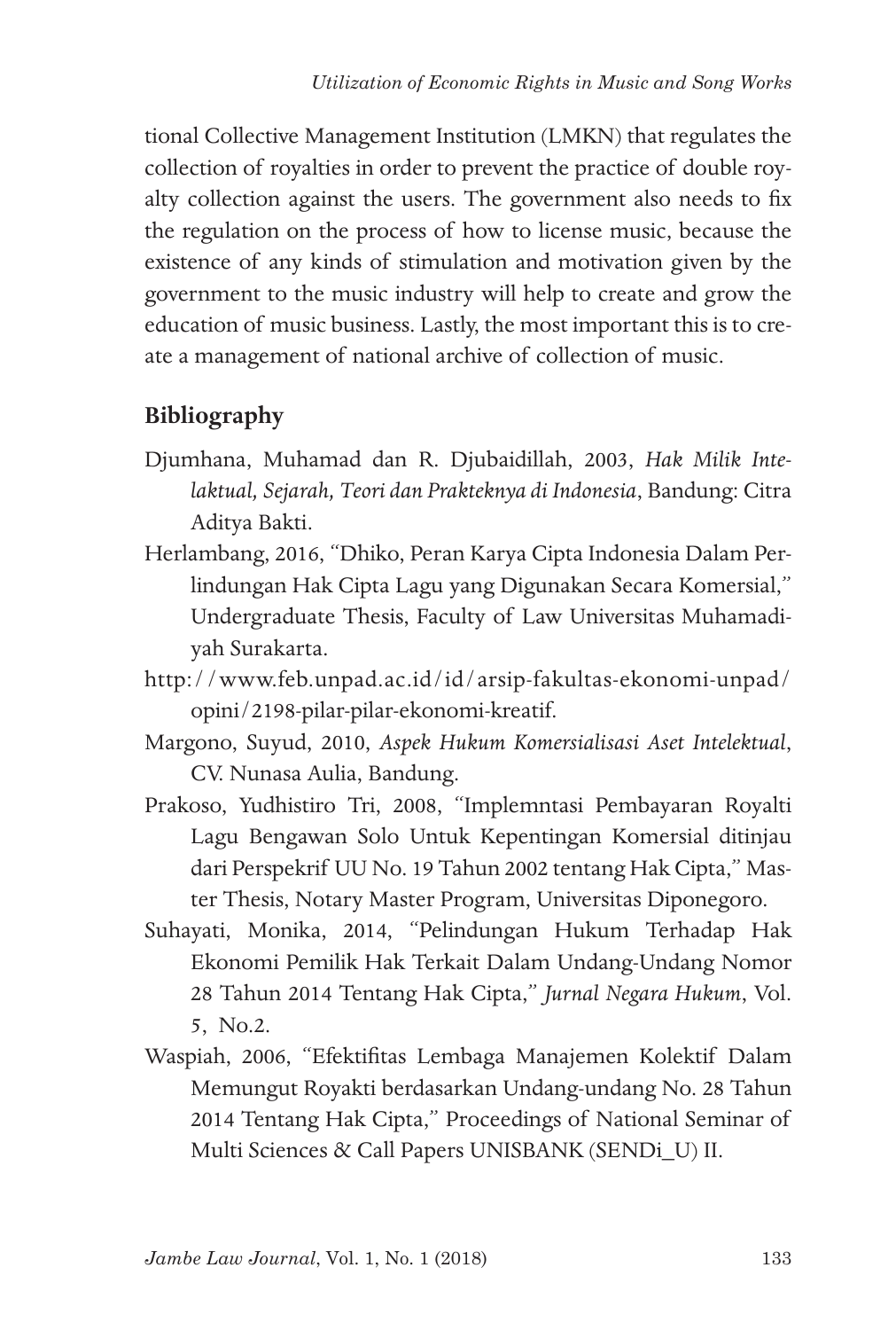tional Collective Management Institution (LMKN) that regulates the collection of royalties in order to prevent the practice of double royalty collection against the users. The government also needs to fix the regulation on the process of how to license music, because the existence of any kinds of stimulation and motivation given by the government to the music industry will help to create and grow the education of music business. Lastly, the most important this is to create a management of national archive of collection of music.

## Bibliography

Djumhana, Muhamad dan R. Djubaidillah, 2003, *Hak Milik Intelaktual, Sejarah, Teori dan Prakteknya di Indonesia*, Bandung: Citra Aditya Bakti.

Herlambang, 2016, "Dhiko, Peran Karya Cipta Indonesia Dalam Perlindungan Hak Cipta Lagu yang Digunakan Secara Komersial," Undergraduate Thesis, Faculty of Law Universitas Muhamadiyah Surakarta.

http://www.feb.unpad.ac.id/id/arsip-fakultas-ekonomi-unpad/opini/2198-pilar-pilar-ekonomi-kreatif.

Margono, Suyud, 2010, *Aspek Hukum Komersialisasi Aset Intelektual*, CV. Nunasa Aulia, Bandung.

Prakoso, Yudhistiro Tri, 2008, "Implemntasi Pembayaran Royalti Lagu Bengawan Solo Untuk Kepentingan Komersial ditinjau dari Perspekrif UU No. 19 Tahun 2002 tentang Hak Cipta," Master Thesis, Notary Master Program, Universitas Diponegoro.

Suhayati, Monika, 2014, "Pelindungan Hukum Terhadap Hak Ekonomi Pemilik Hak Terkait Dalam Undang-Undang Nomor 28 Tahun 2014 Tentang Hak Cipta," *Jurnal Negara Hukum*, Vol. 5, No.2.

Waspiah, 2006, "Efektifitas Lembaga Manajemen Kolektif Dalam Memungut Royakti berdasarkan Undang-undang No. 28 Tahun 2014 Tentang Hak Cipta," Proceedings of National Seminar of Multi Sciences & Call Papers UNISBANK (SENDi_U) II.